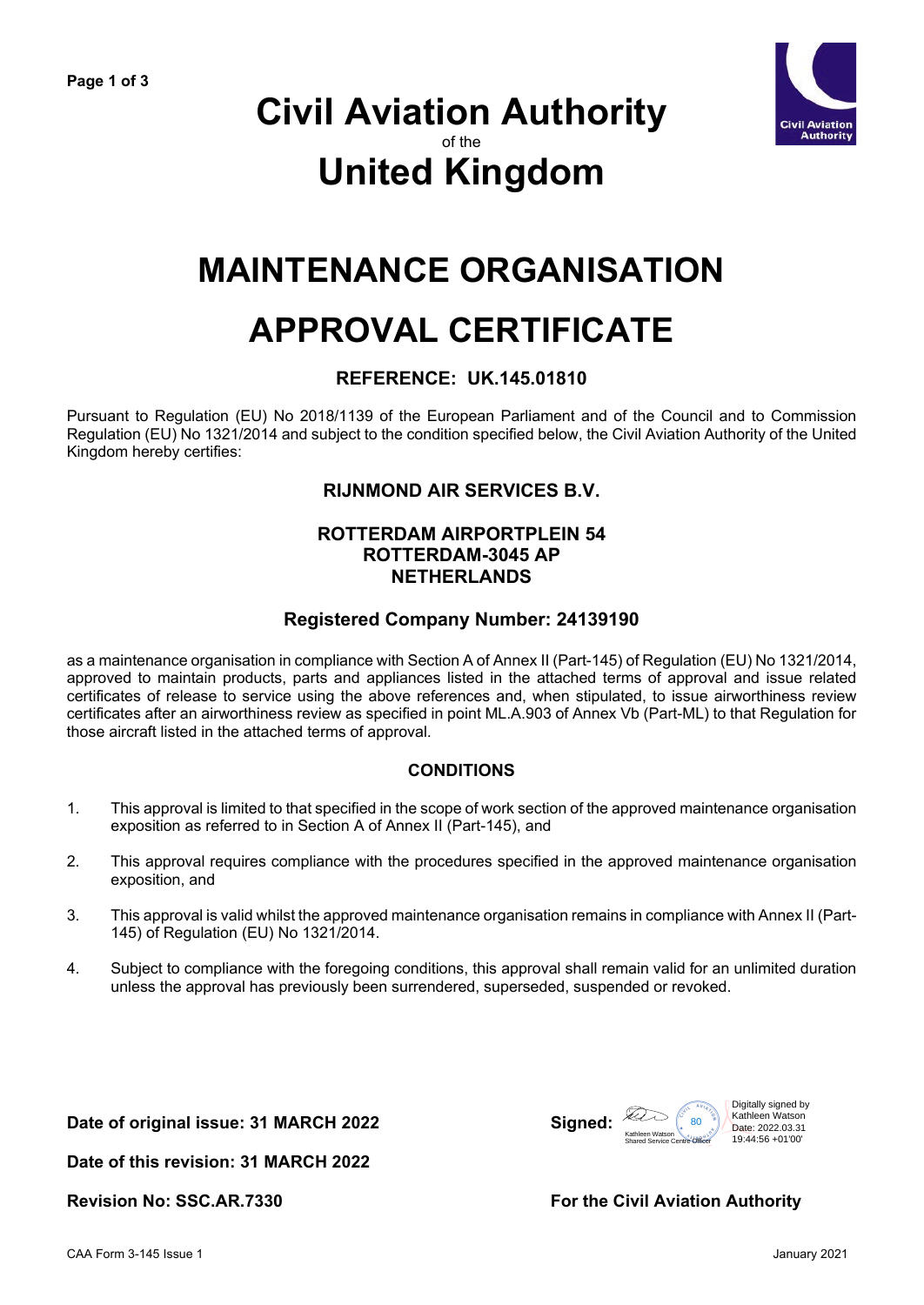# Civil Aviation Authority

of the

# United Kingdom

# MAINTENANCE ORGANISATION APPROVAL CERTIFICATE

### REFERENCE: UK.145.01810

Pursuant to Regulation (EU) No 2018/1139 of the European Parliament and of the Council and to Commission Regulation (EU) No 1321/2014 and subject to the condition specified below, the Civil Aviation Authority of the United Kingdom hereby certifies:

**RIJNMOND AIR SERVICES B.V.**

**ROTTERDAM AIRPORTPLEIN 54**
**ROTTERDAM-3045 AP**
**NETHERLANDS**

**Registered Company Number: 24139190**

as a maintenance organisation in compliance with Section A of Annex II (Part-145) of Regulation (EU) No 1321/2014, approved to maintain products, parts and appliances listed in the attached terms of approval and issue related certificates of release to service using the above references and, when stipulated, to issue airworthiness review certificates after an airworthiness review as specified in point ML.A.903 of Annex Vb (Part-ML) to that Regulation for those aircraft listed in the attached terms of approval.

### CONDITIONS

1. This approval is limited to that specified in the scope of work section of the approved maintenance organisation exposition as referred to in Section A of Annex II (Part-145), and

2. This approval requires compliance with the procedures specified in the approved maintenance organisation exposition, and

3. This approval is valid whilst the approved maintenance organisation remains in compliance with Annex II (Part-145) of Regulation (EU) No 1321/2014.

4. Subject to compliance with the foregoing conditions, this approval shall remain valid for an unlimited duration unless the approval has previously been surrendered, superseded, suspended or revoked.

**Date of original issue: 31 MARCH 2022**

**Date of this revision: 31 MARCH 2022**

**Revision No: SSC.AR.7330**

**Signed:** Kathleen Watson, Shared Service Centre Officer (Digitally signed by Kathleen Watson, Date: 2022.03.31 19:44:56 +01'00')

**For the Civil Aviation Authority**

CAA Form 3-145 Issue 1 — January 2021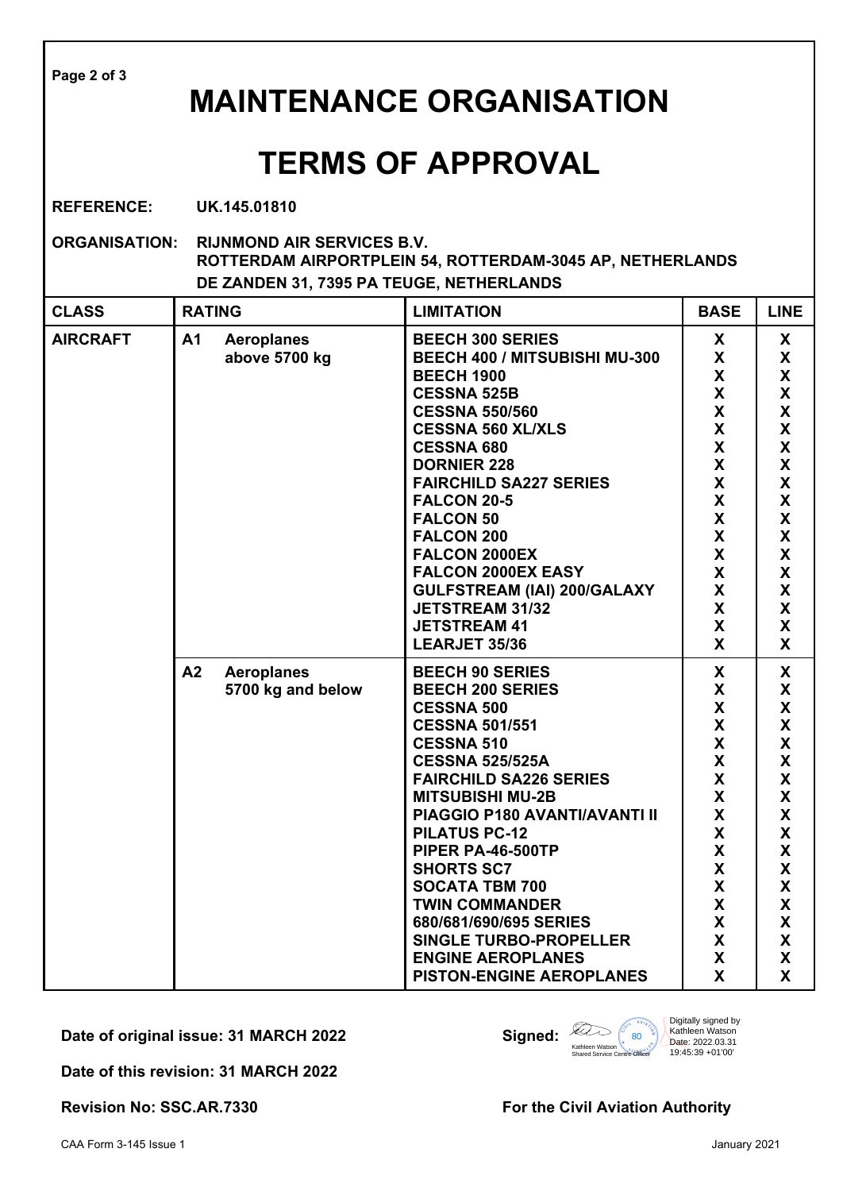# MAINTENANCE ORGANISATION

# TERMS OF APPROVAL

**REFERENCE:** UK.145.01810

**ORGANISATION:** RIJNMOND AIR SERVICES B.V.
ROTTERDAM AIRPORTPLEIN 54, ROTTERDAM-3045 AP, NETHERLANDS
DE ZANDEN 31, 7395 PA TEUGE, NETHERLANDS

| CLASS | RATING | LIMITATION | BASE | LINE |
|---|---|---|---|---|
| AIRCRAFT | A1 Aeroplanes above 5700 kg | BEECH 300 SERIES | X | X |
| | | BEECH 400 / MITSUBISHI MU-300 | X | X |
| | | BEECH 1900 | X | X |
| | | CESSNA 525B | X | X |
| | | CESSNA 550/560 | X | X |
| | | CESSNA 560 XL/XLS | X | X |
| | | CESSNA 680 | X | X |
| | | DORNIER 228 | X | X |
| | | FAIRCHILD SA227 SERIES | X | X |
| | | FALCON 20-5 | X | X |
| | | FALCON 50 | X | X |
| | | FALCON 200 | X | X |
| | | FALCON 2000EX | X | X |
| | | FALCON 2000EX EASY | X | X |
| | | GULFSTREAM (IAI) 200/GALAXY | X | X |
| | | JETSTREAM 31/32 | X | X |
| | | JETSTREAM 41 | X | X |
| | | LEARJET 35/36 | X | X |
| | A2 Aeroplanes 5700 kg and below | BEECH 90 SERIES | X | X |
| | | BEECH 200 SERIES | X | X |
| | | CESSNA 500 | X | X |
| | | CESSNA 501/551 | X | X |
| | | CESSNA 510 | X | X |
| | | CESSNA 525/525A | X | X |
| | | FAIRCHILD SA226 SERIES | X | X |
| | | MITSUBISHI MU-2B | X | X |
| | | PIAGGIO P180 AVANTI/AVANTI II | X | X |
| | | PILATUS PC-12 | X | X |
| | | PIPER PA-46-500TP | X | X |
| | | SHORTS SC7 | X | X |
| | | SOCATA TBM 700 | X | X |
| | | TWIN COMMANDER | X | X |
| | | 680/681/690/695 SERIES | X | X |
| | | SINGLE TURBO-PROPELLER | X | X |
| | | ENGINE AEROPLANES | X | X |
| | | PISTON-ENGINE AEROPLANES | X | X |

**Date of original issue: 31 MARCH 2022**

**Signed:** Digitally signed by Kathleen Watson Date: 2022.03.31 19:45:39 +01'00'
Kathleen Watson
Shared Service Centre Officer

**Date of this revision: 31 MARCH 2022**

**Revision No: SSC.AR.7330**

**For the Civil Aviation Authority**

CAA Form 3-145 Issue 1 — January 2021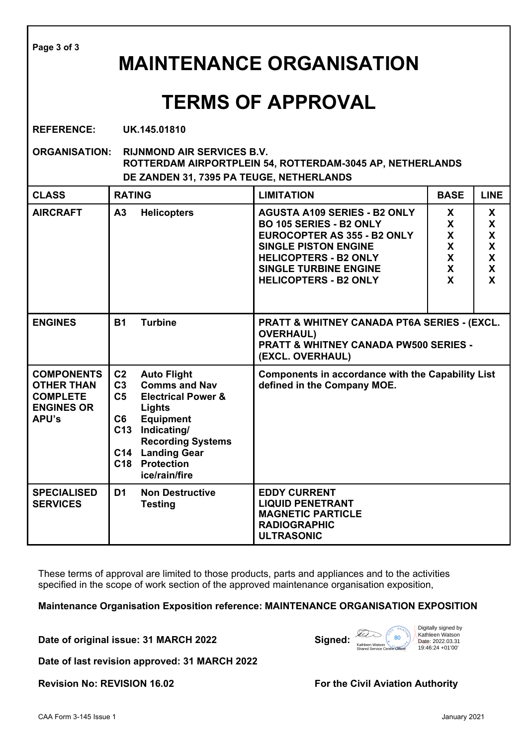# MAINTENANCE ORGANISATION

# TERMS OF APPROVAL

**REFERENCE:** **UK.145.01810**

**ORGANISATION:** **RIJNMOND AIR SERVICES B.V.**
**ROTTERDAM AIRPORTPLEIN 54, ROTTERDAM-3045 AP, NETHERLANDS**
**DE ZANDEN 31, 7395 PA TEUGE, NETHERLANDS**

| CLASS | RATING | LIMITATION | BASE | LINE |
|---|---|---|---|---|
| **AIRCRAFT** | **A3 Helicopters** | **AGUSTA A109 SERIES - B2 ONLY**<br>**BO 105 SERIES - B2 ONLY**<br>**EUROCOPTER AS 355 - B2 ONLY**<br>**SINGLE PISTON ENGINE HELICOPTERS - B2 ONLY**<br>**SINGLE TURBINE ENGINE HELICOPTERS - B2 ONLY** | **X**<br>**X**<br>**X**<br>**X**<br>**X** | **X**<br>**X**<br>**X**<br>**X**<br>**X** |
| **ENGINES** | **B1 Turbine** | **PRATT & WHITNEY CANADA PT6A SERIES - (EXCL. OVERHAUL)**<br>**PRATT & WHITNEY CANADA PW500 SERIES - (EXCL. OVERHAUL)** | | |
| **COMPONENTS OTHER THAN COMPLETE ENGINES OR APU's** | **C2 Auto Flight**<br>**C3 Comms and Nav**<br>**C5 Electrical Power & Lights**<br>**C6 Equipment**<br>**C13 Indicating/ Recording Systems**<br>**C14 Landing Gear**<br>**C18 Protection ice/rain/fire** | **Components in accordance with the Capability List defined in the Company MOE.** | | |
| **SPECIALISED SERVICES** | **D1 Non Destructive Testing** | **EDDY CURRENT**<br>**LIQUID PENETRANT**<br>**MAGNETIC PARTICLE**<br>**RADIOGRAPHIC**<br>**ULTRASONIC** | | |

These terms of approval are limited to those products, parts and appliances and to the activities specified in the scope of work section of the approved maintenance organisation exposition,

**Maintenance Organisation Exposition reference: MAINTENANCE ORGANISATION EXPOSITION**

**Date of original issue: 31 MARCH 2022**

**Signed:** Kathleen Watson, Shared Service Centre Officer — Digitally signed by Kathleen Watson Date: 2022.03.31 19:46:24 +01'00'

**Date of last revision approved: 31 MARCH 2022**

**Revision No: REVISION 16.02**

**For the Civil Aviation Authority**

CAA Form 3-145 Issue 1 January 2021